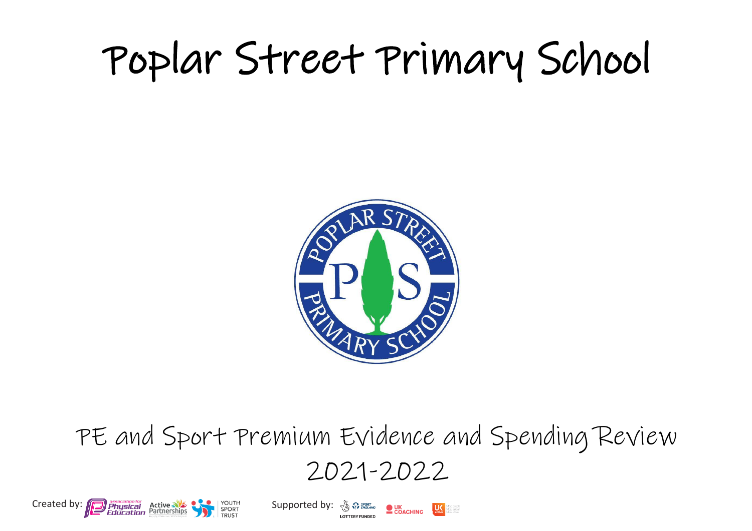# Poplar Street Primary School

## PE and Sport Premium Evidence and Spending Review 2021-2022

Created by: association for Physical Education, Active Partnerships, Youth Sport Trust

Supported by: Sport England (Lottery Funded), UK Coaching, UK Active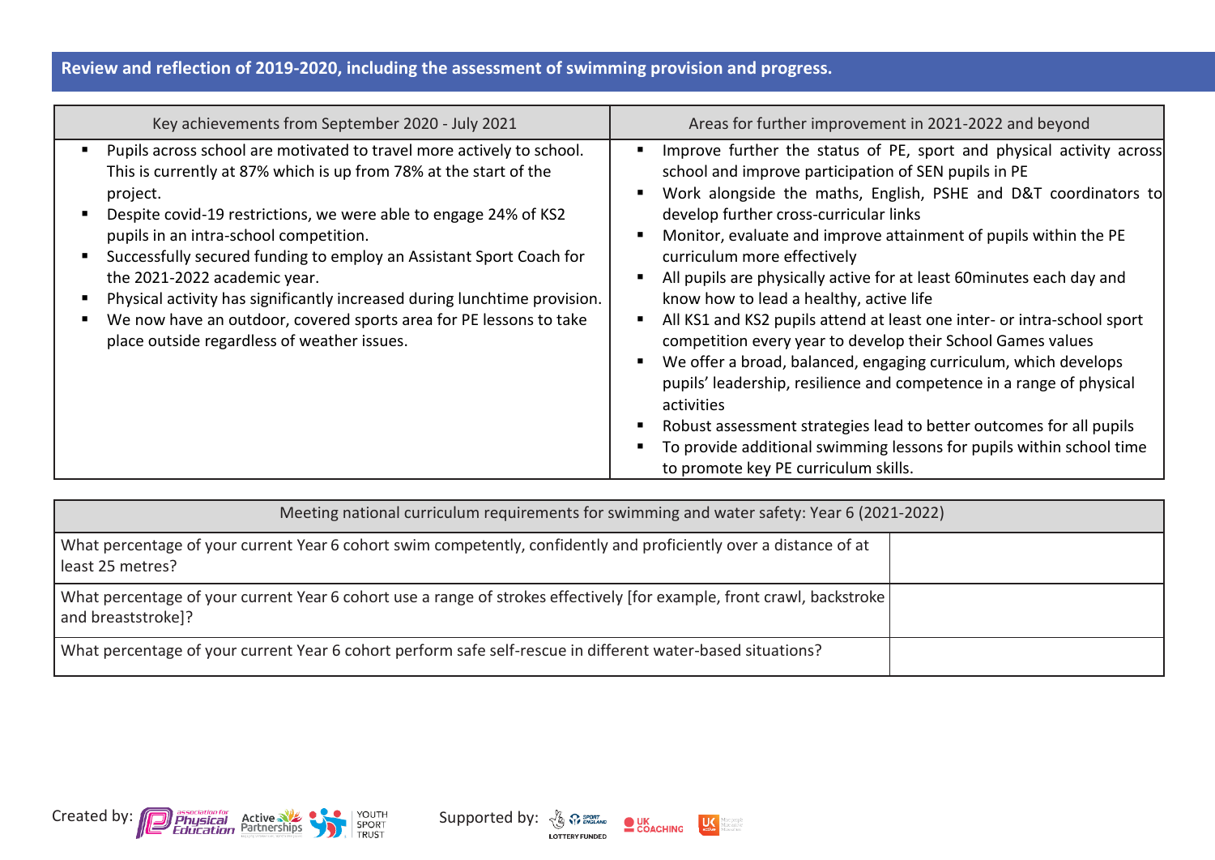## Review and reflection of 2019-2020, including the assessment of swimming provision and progress.

| Key achievements from September 2020 - July 2021 | Areas for further improvement in 2021-2022 and beyond |
| --- | --- |
| ▪ Pupils across school are motivated to travel more actively to school. This is currently at 87% which is up from 78% at the start of the project.<br>▪ Despite covid-19 restrictions, we were able to engage 24% of KS2 pupils in an intra-school competition.<br>▪ Successfully secured funding to employ an Assistant Sport Coach for the 2021-2022 academic year.<br>▪ Physical activity has significantly increased during lunchtime provision.<br>▪ We now have an outdoor, covered sports area for PE lessons to take place outside regardless of weather issues. | ▪ Improve further the status of PE, sport and physical activity across school and improve participation of SEN pupils in PE<br>▪ Work alongside the maths, English, PSHE and D&T coordinators to develop further cross-curricular links<br>▪ Monitor, evaluate and improve attainment of pupils within the PE curriculum more effectively<br>▪ All pupils are physically active for at least 60minutes each day and know how to lead a healthy, active life<br>▪ All KS1 and KS2 pupils attend at least one inter- or intra-school sport competition every year to develop their School Games values<br>▪ We offer a broad, balanced, engaging curriculum, which develops pupils' leadership, resilience and competence in a range of physical activities<br>▪ Robust assessment strategies lead to better outcomes for all pupils<br>▪ To provide additional swimming lessons for pupils within school time to promote key PE curriculum skills. |

| Meeting national curriculum requirements for swimming and water safety: Year 6 (2021-2022) | |
| --- | --- |
| What percentage of your current Year 6 cohort swim competently, confidently and proficiently over a distance of at least 25 metres? | |
| What percentage of your current Year 6 cohort use a range of strokes effectively [for example, front crawl, backstroke and breaststroke]? | |
| What percentage of your current Year 6 cohort perform safe self-rescue in different water-based situations? | |

Created by: Association for Physical Education, Active Partnerships, Youth Sport Trust

Supported by: Sport England (Lottery Funded), UK Coaching, UK Active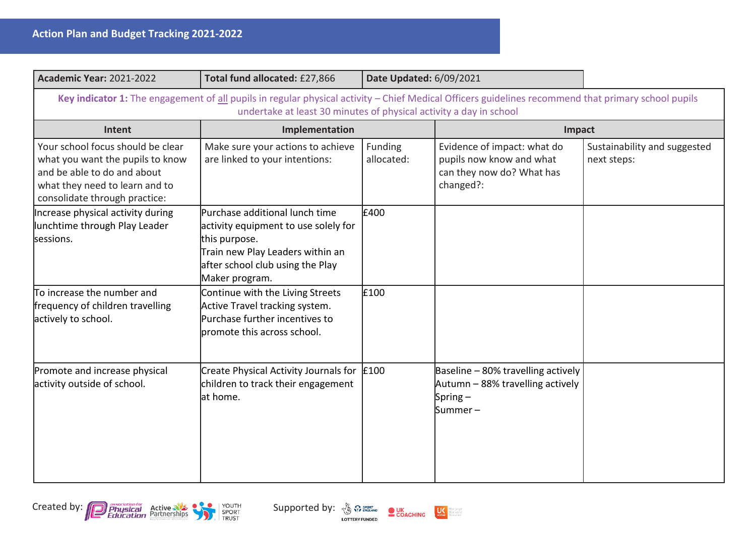## Action Plan and Budget Tracking 2021-2022

| **Academic Year:** 2021-2022 | **Total fund allocated:** £27,866 | **Date Updated:** 6/09/2021 | | |
|---|---|---|---|---|
| **Key indicator 1:** The engagement of all pupils in regular physical activity – Chief Medical Officers guidelines recommend that primary school pupils undertake at least 30 minutes of physical activity a day in school | | | | |
| **Intent** | **Implementation** | | **Impact** | |
| Your school focus should be clear what you want the pupils to know and be able to do and about what they need to learn and to consolidate through practice: | Make sure your actions to achieve are linked to your intentions: | Funding allocated: | Evidence of impact: what do pupils now know and what can they now do? What has changed?: | Sustainability and suggested next steps: |
| Increase physical activity during lunchtime through Play Leader sessions. | Purchase additional lunch time activity equipment to use solely for this purpose.<br>Train new Play Leaders within an after school club using the Play Maker program. | £400 | | |
| To increase the number and frequency of children travelling actively to school. | Continue with the Living Streets Active Travel tracking system.<br>Purchase further incentives to promote this across school. | £100 | | |
| Promote and increase physical activity outside of school. | Create Physical Activity Journals for children to track their engagement at home. | £100 | Baseline – 80% travelling actively<br>Autumn – 88% travelling actively<br>Spring –<br>Summer – | |

Created by: association for Physical Education, Active Partnerships, Youth Sport Trust

Supported by: Sport England (Lottery Funded), UK Coaching, UK Active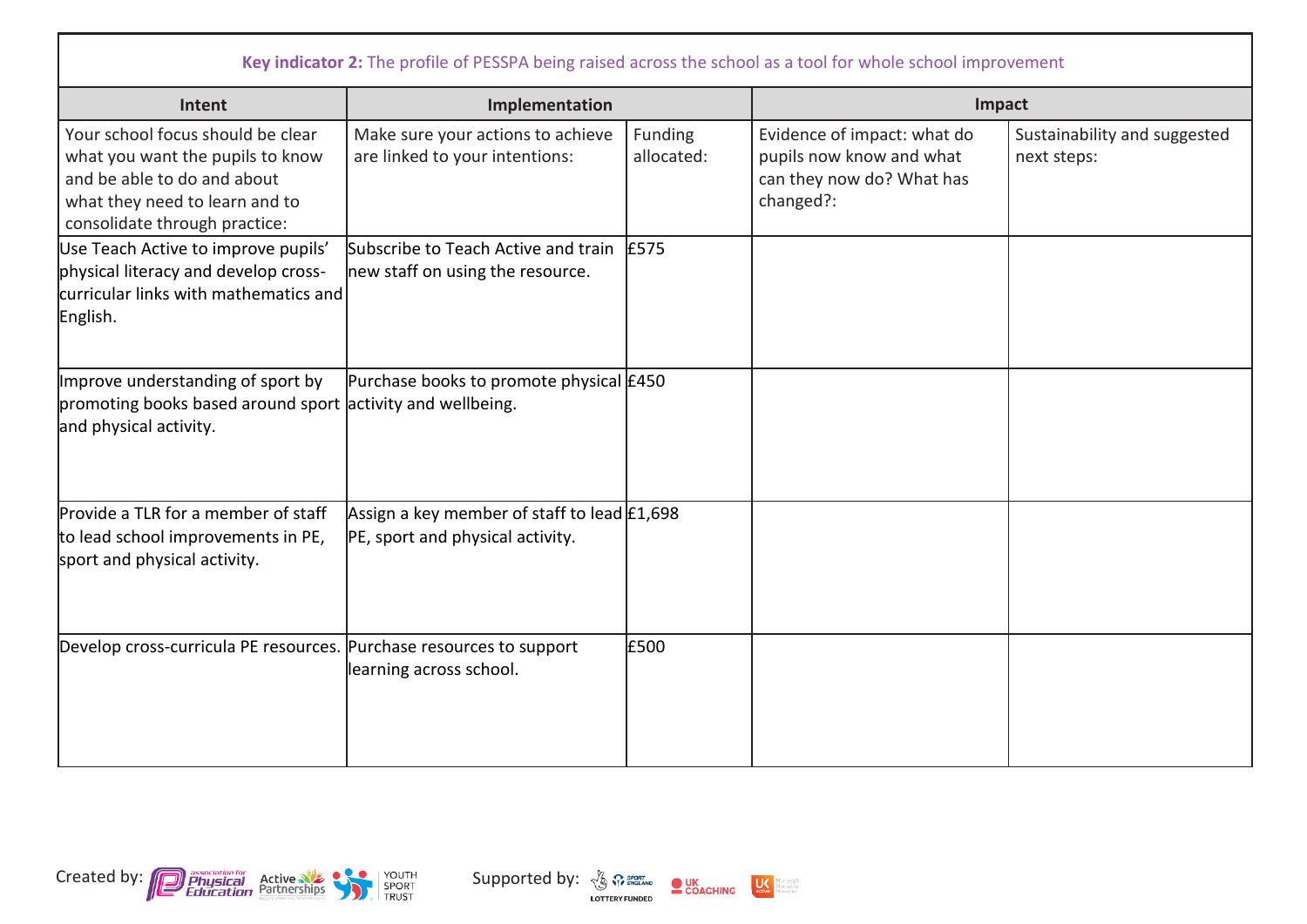| **Key indicator 2:** The profile of PESSPA being raised across the school as a tool for whole school improvement | | | | |
|---|---|---|---|---|
| **Intent** | **Implementation** | | **Impact** | |
| Your school focus should be clear what you want the pupils to know and be able to do and about what they need to learn and to consolidate through practice: | Make sure your actions to achieve are linked to your intentions: | Funding allocated: | Evidence of impact: what do pupils now know and what can they now do? What has changed?: | Sustainability and suggested next steps: |
| Use Teach Active to improve pupils' physical literacy and develop cross-curricular links with mathematics and English. | Subscribe to Teach Active and train new staff on using the resource. | £575 | | |
| Improve understanding of sport by promoting books based around sport and physical activity. | Purchase books to promote physical activity and wellbeing. | £450 | | |
| Provide a TLR for a member of staff to lead school improvements in PE, sport and physical activity. | Assign a key member of staff to lead PE, sport and physical activity. | £1,698 | | |
| Develop cross-curricula PE resources. | Purchase resources to support learning across school. | £500 | | |

Created by: Association for Physical Education, Active Partnerships, Youth Sport Trust

Supported by: Sport England, UK Coaching, UK Active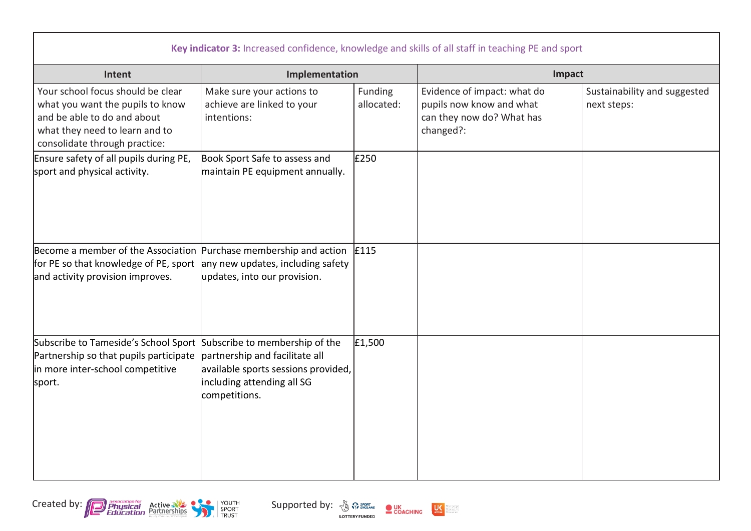| **Key indicator 3:** Increased confidence, knowledge and skills of all staff in teaching PE and sport | | | | |
|---|---|---|---|---|
| **Intent** | **Implementation** | | **Impact** | |
| Your school focus should be clear what you want the pupils to know and be able to do and about what they need to learn and to consolidate through practice: | Make sure your actions to achieve are linked to your intentions: | Funding allocated: | Evidence of impact: what do pupils now know and what can they now do? What has changed?: | Sustainability and suggested next steps: |
| Ensure safety of all pupils during PE, sport and physical activity. | Book Sport Safe to assess and maintain PE equipment annually. | £250 | | |
| Become a member of the Association for PE so that knowledge of PE, sport and activity provision improves. | Purchase membership and action any new updates, including safety updates, into our provision. | £115 | | |
| Subscribe to Tameside's School Sport Partnership so that pupils participate in more inter-school competitive sport. | Subscribe to membership of the partnership and facilitate all available sports sessions provided, including attending all SG competitions. | £1,500 | | |

Created by: association for Physical Education, Active Partnerships, Youth Sport Trust

Supported by: Sport England Lottery Funded, UK Coaching, UK Active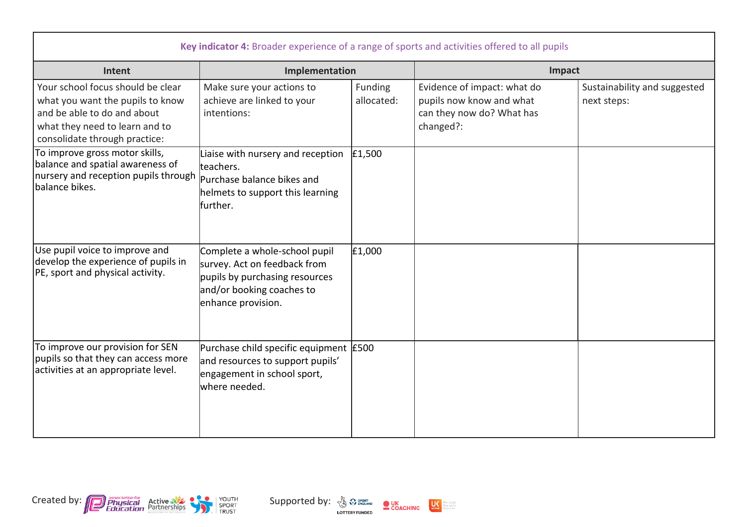| Key indicator 4: Broader experience of a range of sports and activities offered to all pupils | | | | |
|---|---|---|---|---|
| **Intent** | **Implementation** | | **Impact** | |
| Your school focus should be clear what you want the pupils to know and be able to do and about what they need to learn and to consolidate through practice: | Make sure your actions to achieve are linked to your intentions: | Funding allocated: | Evidence of impact: what do pupils now know and what can they now do? What has changed?: | Sustainability and suggested next steps: |
| To improve gross motor skills, balance and spatial awareness of nursery and reception pupils through balance bikes. | Liaise with nursery and reception teachers.<br>Purchase balance bikes and helmets to support this learning further. | £1,500 | | |
| Use pupil voice to improve and develop the experience of pupils in PE, sport and physical activity. | Complete a whole-school pupil survey. Act on feedback from pupils by purchasing resources and/or booking coaches to enhance provision. | £1,000 | | |
| To improve our provision for SEN pupils so that they can access more activities at an appropriate level. | Purchase child specific equipment and resources to support pupils' engagement in school sport, where needed. | £500 | | |

Created by: Association for Physical Education, Active Partnerships, Youth Sport Trust

Supported by: Sport England Lottery Funded, UK Coaching, UK Active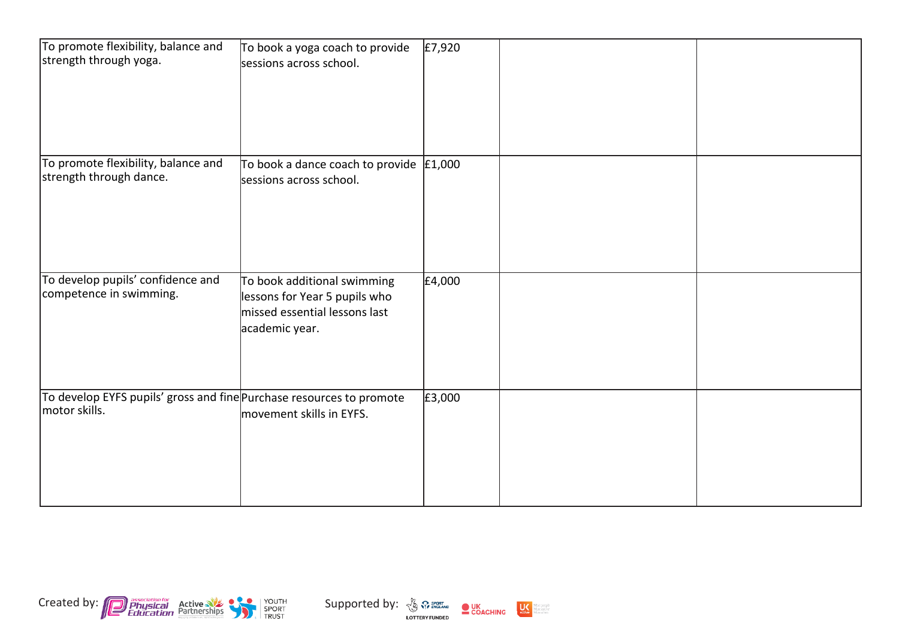| | | | | |
|---|---|---|---|---|
| To promote flexibility, balance and strength through yoga. | To book a yoga coach to provide sessions across school. | £7,920 | | |
| To promote flexibility, balance and strength through dance. | To book a dance coach to provide sessions across school. | £1,000 | | |
| To develop pupils' confidence and competence in swimming. | To book additional swimming lessons for Year 5 pupils who missed essential lessons last academic year. | £4,000 | | |
| To develop EYFS pupils' gross and fine motor skills. | Purchase resources to promote movement skills in EYFS. | £3,000 | | |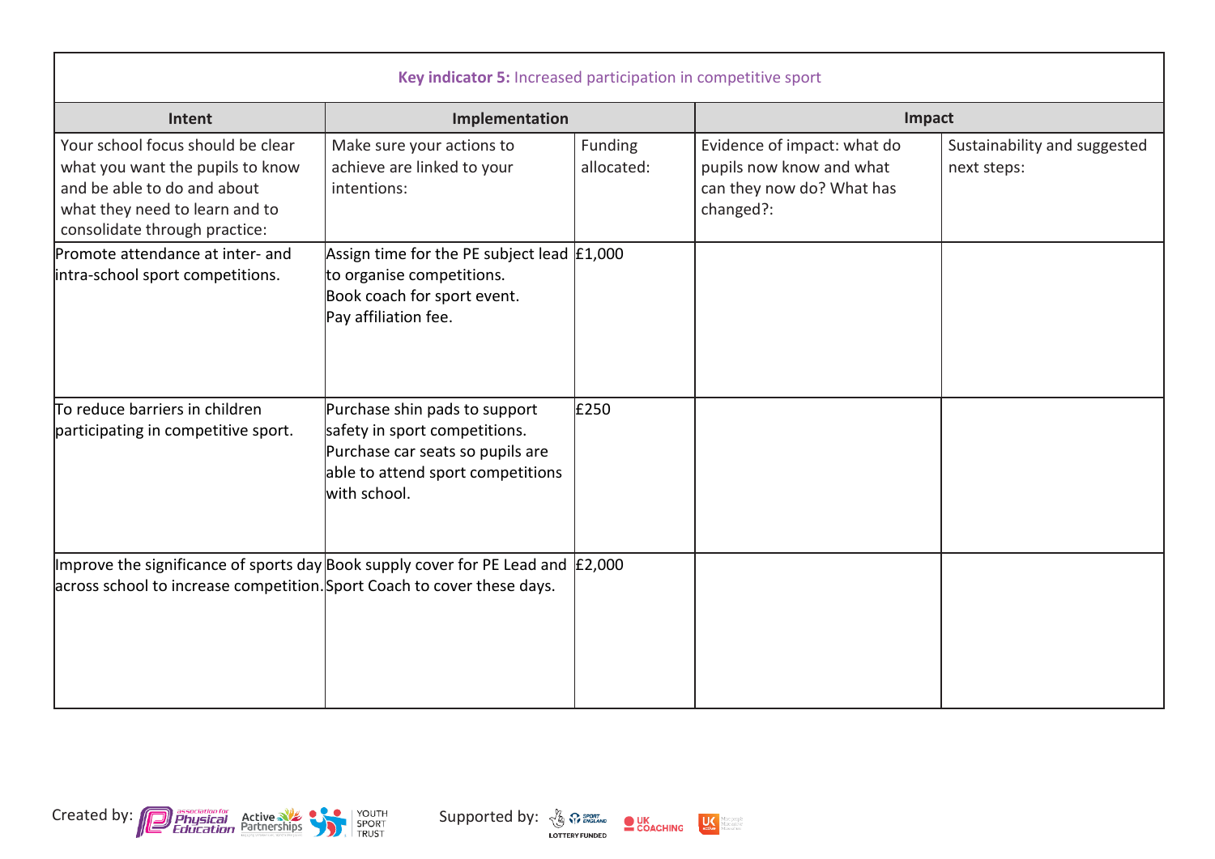| Key indicator 5: Increased participation in competitive sport | | | | |
|---|---|---|---|---|
| **Intent** | **Implementation** | | **Impact** | |
| Your school focus should be clear what you want the pupils to know and be able to do and about what they need to learn and to consolidate through practice: | Make sure your actions to achieve are linked to your intentions: | Funding allocated: | Evidence of impact: what do pupils now know and what can they now do? What has changed?: | Sustainability and suggested next steps: |
| Promote attendance at inter- and intra-school sport competitions. | Assign time for the PE subject lead to organise competitions.<br>Book coach for sport event.<br>Pay affiliation fee. | £1,000 | | |
| To reduce barriers in children participating in competitive sport. | Purchase shin pads to support safety in sport competitions.<br>Purchase car seats so pupils are able to attend sport competitions with school. | £250 | | |
| Improve the significance of sports day across school to increase competition. | Book supply cover for PE Lead and Sport Coach to cover these days. | £2,000 | | |

Created by: Association for Physical Education, Active Partnerships, Youth Sport Trust

Supported by: Sport England (Lottery Funded), UK Coaching, UK Active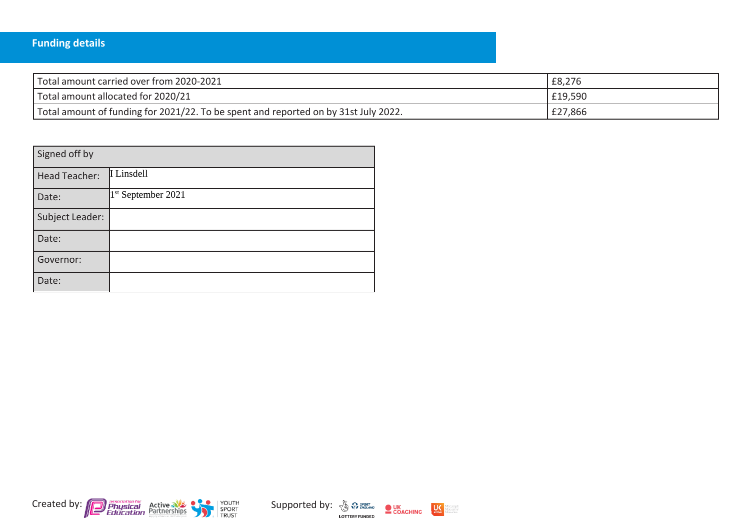## Funding details

| | |
|---|---|
| Total amount carried over from 2020-2021 | £8,276 |
| Total amount allocated for 2020/21 | £19,590 |
| Total amount of funding for 2021/22. To be spent and reported on by 31st July 2022. | £27,866 |

| Signed off by | |
|---|---|
| Head Teacher: | I Linsdell |
| Date: | 1st September 2021 |
| Subject Leader: | |
| Date: | |
| Governor: | |
| Date: | |

Created by: association for Physical Education, Active Partnerships, Youth Sport Trust

Supported by: Lottery Funded, Sport England, UK Coaching, UK Active